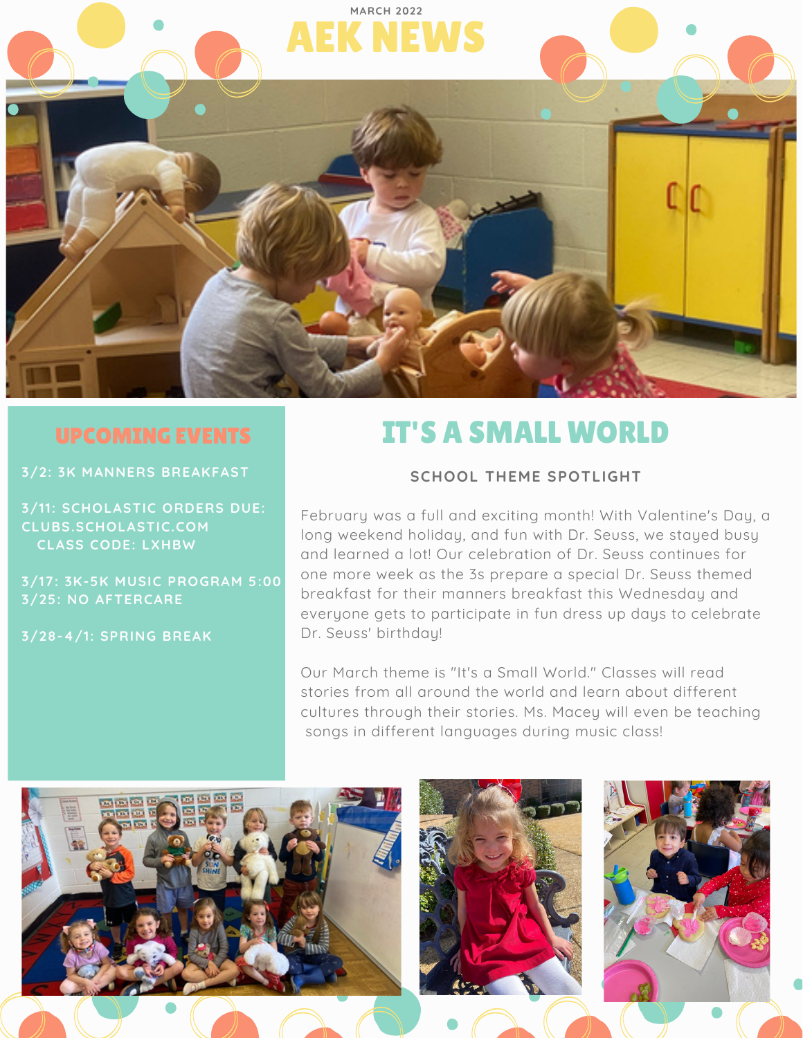MARCH 2022

# AEK NEWS

## UPCOMING EVENTS

3/2: 3K MANNERS BREAKFAST

3/11: SCHOLASTIC ORDERS DUE: CLUBS.SCHOLASTIC.COM
CLASS CODE: LXHBW

3/17: 3K-5K MUSIC PROGRAM 5:00
3/25: NO AFTERCARE

3/28-4/1: SPRING BREAK

## IT'S A SMALL WORLD

### SCHOOL THEME SPOTLIGHT

February was a full and exciting month! With Valentine's Day, a long weekend holiday, and fun with Dr. Seuss, we stayed busy and learned a lot! Our celebration of Dr. Seuss continues for one more week as the 3s prepare a special Dr. Seuss themed breakfast for their manners breakfast this Wednesday and everyone gets to participate in fun dress up days to celebrate Dr. Seuss' birthday!

Our March theme is "It's a Small World." Classes will read stories from all around the world and learn about different cultures through their stories. Ms. Macey will even be teaching songs in different languages during music class!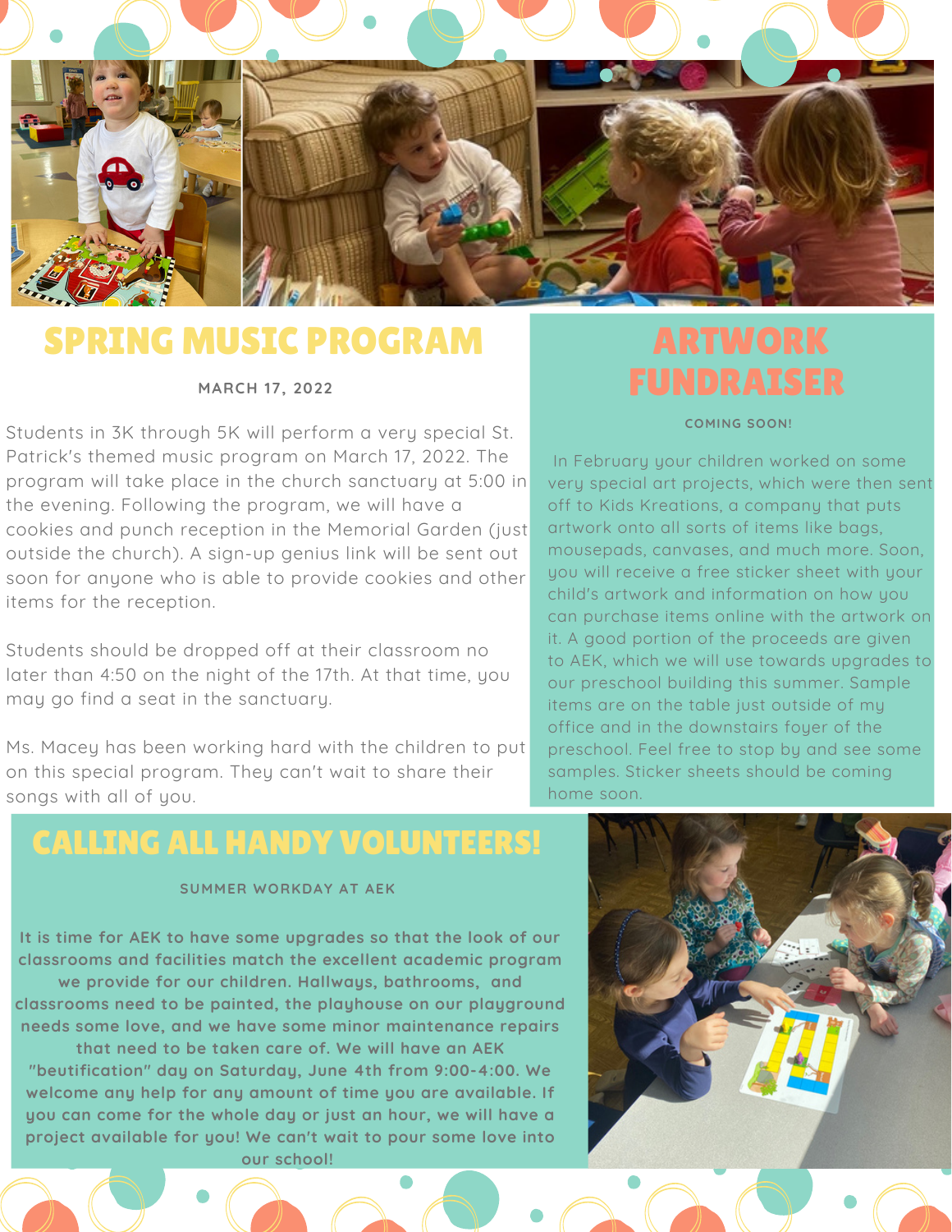## SPRING MUSIC PROGRAM

**MARCH 17, 2022**

Students in 3K through 5K will perform a very special St. Patrick's themed music program on March 17, 2022. The program will take place in the church sanctuary at 5:00 in the evening. Following the program, we will have a cookies and punch reception in the Memorial Garden (just outside the church). A sign-up genius link will be sent out soon for anyone who is able to provide cookies and other items for the reception.

Students should be dropped off at their classroom no later than 4:50 on the night of the 17th. At that time, you may go find a seat in the sanctuary.

Ms. Macey has been working hard with the children to put on this special program. They can't wait to share their songs with all of you.

## ARTWORK FUNDRAISER

**COMING SOON!**

In February your children worked on some very special art projects, which were then sent off to Kids Kreations, a company that puts artwork onto all sorts of items like bags, mousepads, canvases, and much more. Soon, you will receive a free sticker sheet with your child's artwork and information on how you can purchase items online with the artwork on it. A good portion of the proceeds are given to AEK, which we will use towards upgrades to our preschool building this summer. Sample items are on the table just outside of my office and in the downstairs foyer of the preschool. Feel free to stop by and see some samples. Sticker sheets should be coming home soon.

## CALLING ALL HANDY VOLUNTEERS!

**SUMMER WORKDAY AT AEK**

**It is time for AEK to have some upgrades so that the look of our classrooms and facilities match the excellent academic program we provide for our children. Hallways, bathrooms, and classrooms need to be painted, the playhouse on our playground needs some love, and we have some minor maintenance repairs that need to be taken care of. We will have an AEK "beutification" day on Saturday, June 4th from 9:00-4:00. We welcome any help for any amount of time you are available. If you can come for the whole day or just an hour, we will have a project available for you! We can't wait to pour some love into our school!**